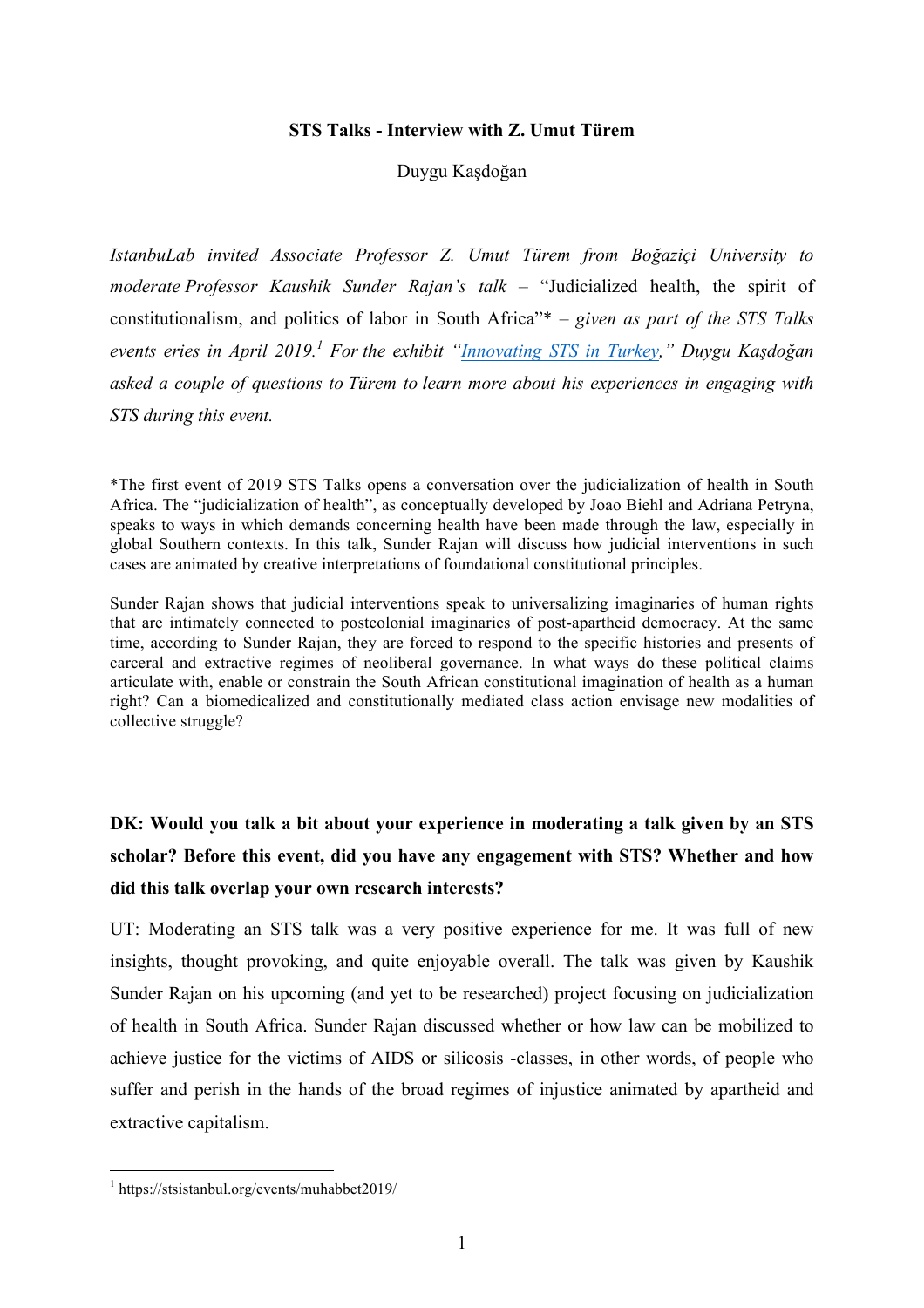**STS Talks - Interview with Z. Umut Türem**

Duygu Kaşdoğan

*IstanbuLab invited Associate Professor Z. Umut Türem from Boğaziçi University to moderate Professor Kaushik Sunder Rajan's talk* – "Judicialized health, the spirit of constitutionalism, and politics of labor in South Africa"* – *given as part of the STS Talks events eries in April 2019.*[1] *For the exhibit "Innovating STS in Turkey," Duygu Kaşdoğan asked a couple of questions to Türem to learn more about his experiences in engaging with STS during this event.*

*The first event of 2019 STS Talks opens a conversation over the judicialization of health in South Africa. The "judicialization of health", as conceptually developed by Joao Biehl and Adriana Petryna, speaks to ways in which demands concerning health have been made through the law, especially in global Southern contexts. In this talk, Sunder Rajan will discuss how judicial interventions in such cases are animated by creative interpretations of foundational constitutional principles.

Sunder Rajan shows that judicial interventions speak to universalizing imaginaries of human rights that are intimately connected to postcolonial imaginaries of post-apartheid democracy. At the same time, according to Sunder Rajan, they are forced to respond to the specific histories and presents of carceral and extractive regimes of neoliberal governance. In what ways do these political claims articulate with, enable or constrain the South African constitutional imagination of health as a human right? Can a biomedicalized and constitutionally mediated class action envisage new modalities of collective struggle?

**DK: Would you talk a bit about your experience in moderating a talk given by an STS scholar? Before this event, did you have any engagement with STS? Whether and how did this talk overlap your own research interests?**

UT: Moderating an STS talk was a very positive experience for me. It was full of new insights, thought provoking, and quite enjoyable overall. The talk was given by Kaushik Sunder Rajan on his upcoming (and yet to be researched) project focusing on judicialization of health in South Africa. Sunder Rajan discussed whether or how law can be mobilized to achieve justice for the victims of AIDS or silicosis -classes, in other words, of people who suffer and perish in the hands of the broad regimes of injustice animated by apartheid and extractive capitalism.

[1] https://stsistanbul.org/events/muhabbet2019/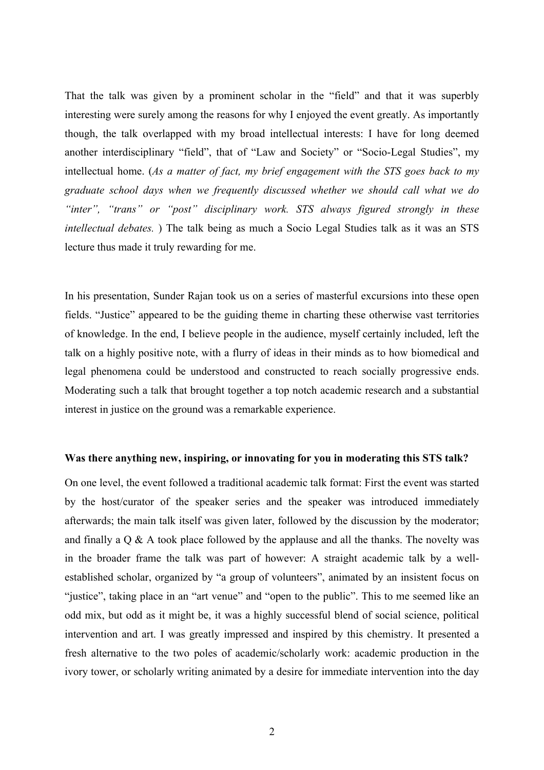That the talk was given by a prominent scholar in the "field" and that it was superbly interesting were surely among the reasons for why I enjoyed the event greatly. As importantly though, the talk overlapped with my broad intellectual interests: I have for long deemed another interdisciplinary "field", that of "Law and Society" or "Socio-Legal Studies", my intellectual home. (*As a matter of fact, my brief engagement with the STS goes back to my graduate school days when we frequently discussed whether we should call what we do "inter", "trans" or "post" disciplinary work. STS always figured strongly in these intellectual debates.* ) The talk being as much a Socio Legal Studies talk as it was an STS lecture thus made it truly rewarding for me.

In his presentation, Sunder Rajan took us on a series of masterful excursions into these open fields. "Justice" appeared to be the guiding theme in charting these otherwise vast territories of knowledge. In the end, I believe people in the audience, myself certainly included, left the talk on a highly positive note, with a flurry of ideas in their minds as to how biomedical and legal phenomena could be understood and constructed to reach socially progressive ends. Moderating such a talk that brought together a top notch academic research and a substantial interest in justice on the ground was a remarkable experience.

**Was there anything new, inspiring, or innovating for you in moderating this STS talk?**

On one level, the event followed a traditional academic talk format: First the event was started by the host/curator of the speaker series and the speaker was introduced immediately afterwards; the main talk itself was given later, followed by the discussion by the moderator; and finally a Q & A took place followed by the applause and all the thanks. The novelty was in the broader frame the talk was part of however: A straight academic talk by a well-established scholar, organized by "a group of volunteers", animated by an insistent focus on "justice", taking place in an "art venue" and "open to the public". This to me seemed like an odd mix, but odd as it might be, it was a highly successful blend of social science, political intervention and art. I was greatly impressed and inspired by this chemistry. It presented a fresh alternative to the two poles of academic/scholarly work: academic production in the ivory tower, or scholarly writing animated by a desire for immediate intervention into the day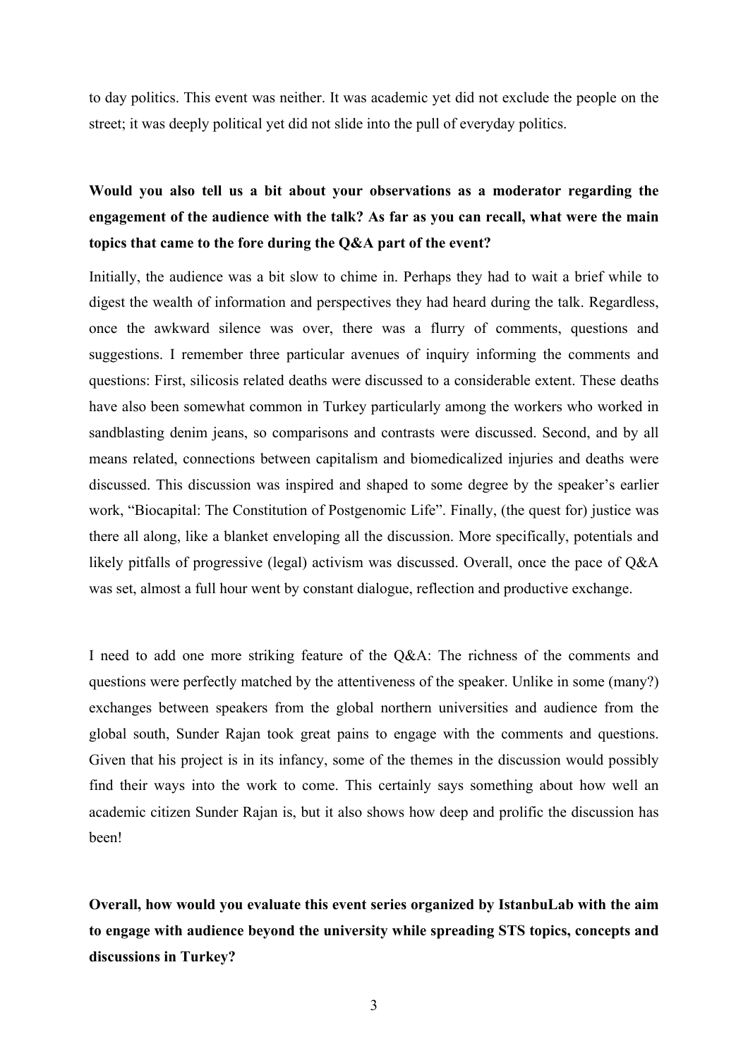to day politics. This event was neither. It was academic yet did not exclude the people on the street; it was deeply political yet did not slide into the pull of everyday politics.

**Would you also tell us a bit about your observations as a moderator regarding the engagement of the audience with the talk? As far as you can recall, what were the main topics that came to the fore during the Q&A part of the event?**

Initially, the audience was a bit slow to chime in. Perhaps they had to wait a brief while to digest the wealth of information and perspectives they had heard during the talk. Regardless, once the awkward silence was over, there was a flurry of comments, questions and suggestions. I remember three particular avenues of inquiry informing the comments and questions: First, silicosis related deaths were discussed to a considerable extent. These deaths have also been somewhat common in Turkey particularly among the workers who worked in sandblasting denim jeans, so comparisons and contrasts were discussed. Second, and by all means related, connections between capitalism and biomedicalized injuries and deaths were discussed. This discussion was inspired and shaped to some degree by the speaker's earlier work, "Biocapital: The Constitution of Postgenomic Life". Finally, (the quest for) justice was there all along, like a blanket enveloping all the discussion. More specifically, potentials and likely pitfalls of progressive (legal) activism was discussed. Overall, once the pace of Q&A was set, almost a full hour went by constant dialogue, reflection and productive exchange.

I need to add one more striking feature of the Q&A: The richness of the comments and questions were perfectly matched by the attentiveness of the speaker. Unlike in some (many?) exchanges between speakers from the global northern universities and audience from the global south, Sunder Rajan took great pains to engage with the comments and questions. Given that his project is in its infancy, some of the themes in the discussion would possibly find their ways into the work to come. This certainly says something about how well an academic citizen Sunder Rajan is, but it also shows how deep and prolific the discussion has been!

**Overall, how would you evaluate this event series organized by IstanbuLab with the aim to engage with audience beyond the university while spreading STS topics, concepts and discussions in Turkey?**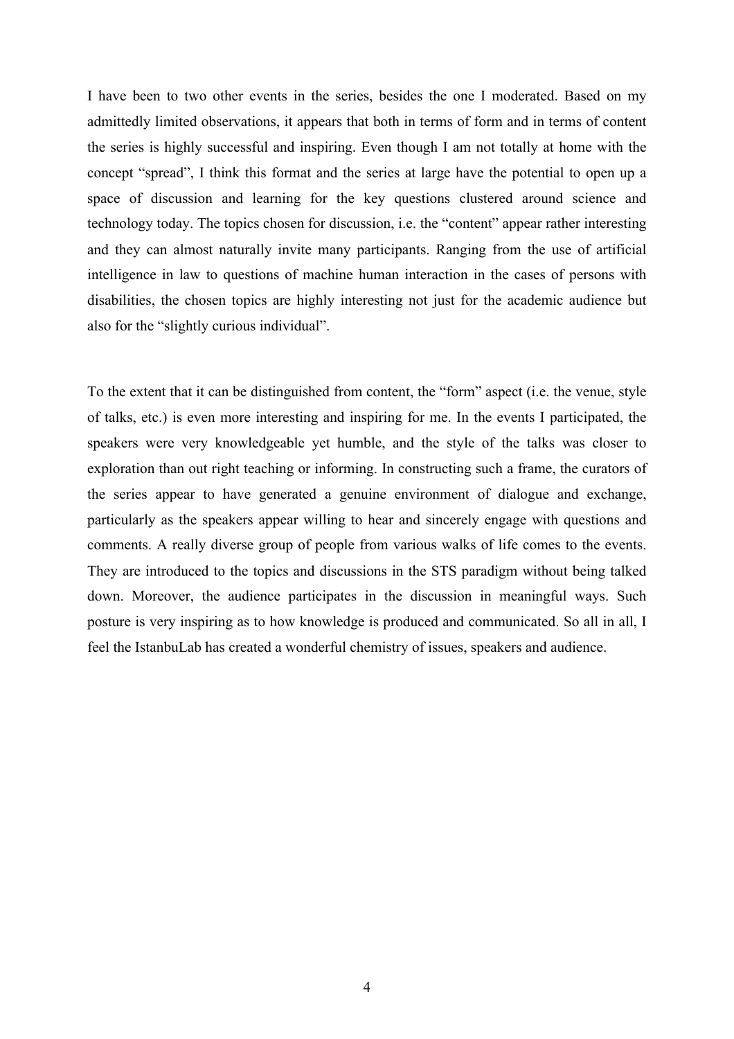I have been to two other events in the series, besides the one I moderated. Based on my admittedly limited observations, it appears that both in terms of form and in terms of content the series is highly successful and inspiring. Even though I am not totally at home with the concept "spread", I think this format and the series at large have the potential to open up a space of discussion and learning for the key questions clustered around science and technology today. The topics chosen for discussion, i.e. the "content" appear rather interesting and they can almost naturally invite many participants. Ranging from the use of artificial intelligence in law to questions of machine human interaction in the cases of persons with disabilities, the chosen topics are highly interesting not just for the academic audience but also for the "slightly curious individual".

To the extent that it can be distinguished from content, the "form" aspect (i.e. the venue, style of talks, etc.) is even more interesting and inspiring for me. In the events I participated, the speakers were very knowledgeable yet humble, and the style of the talks was closer to exploration than out right teaching or informing. In constructing such a frame, the curators of the series appear to have generated a genuine environment of dialogue and exchange, particularly as the speakers appear willing to hear and sincerely engage with questions and comments. A really diverse group of people from various walks of life comes to the events. They are introduced to the topics and discussions in the STS paradigm without being talked down. Moreover, the audience participates in the discussion in meaningful ways. Such posture is very inspiring as to how knowledge is produced and communicated. So all in all, I feel the IstanbuLab has created a wonderful chemistry of issues, speakers and audience.